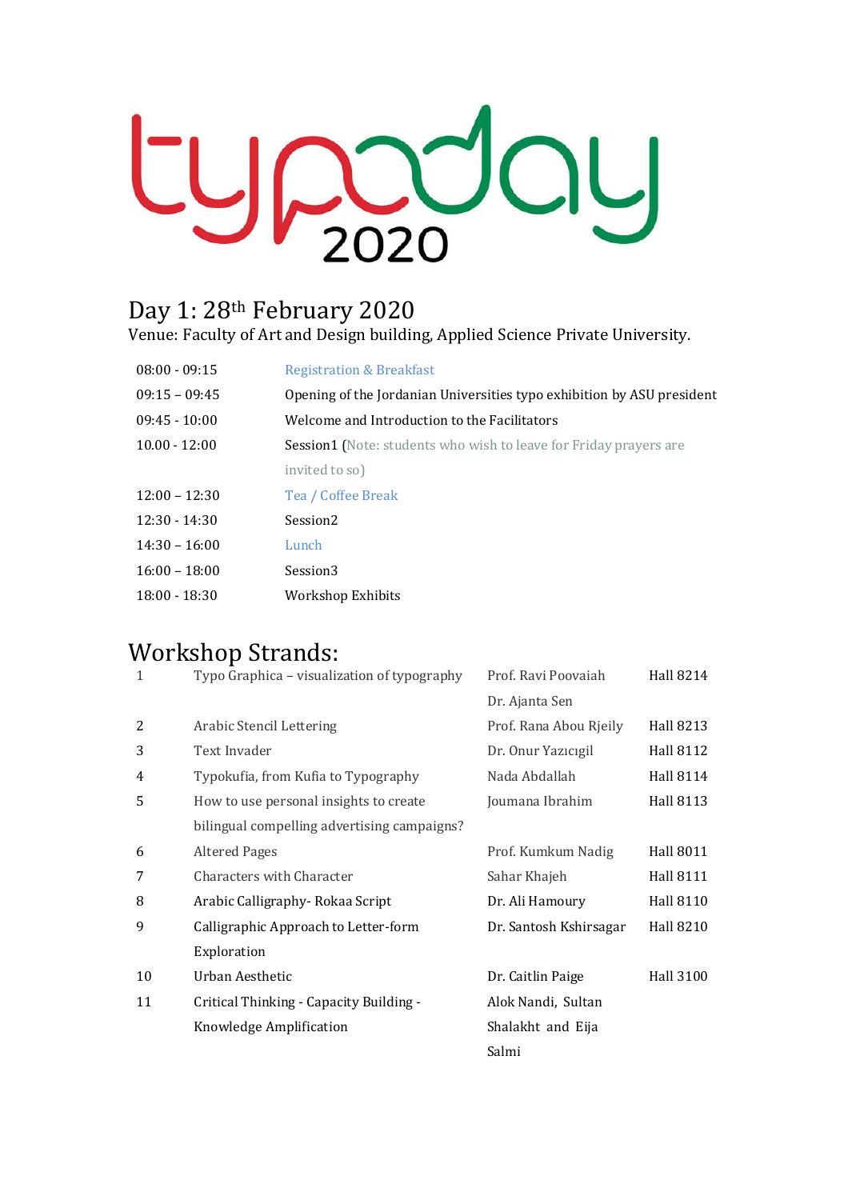# typoday 2020

## Day 1: 28th February 2020

Venue: Faculty of Art and Design building, Applied Science Private University.

| | |
|---|---|
| 08:00 - 09:15 | Registration & Breakfast |
| 09:15 – 09:45 | Opening of the Jordanian Universities typo exhibition by ASU president |
| 09:45 - 10:00 | Welcome and Introduction to the Facilitators |
| 10.00 - 12:00 | Session1 (Note: students who wish to leave for Friday prayers are invited to so) |
| 12:00 – 12:30 | Tea / Coffee Break |
| 12:30 - 14:30 | Session2 |
| 14:30 – 16:00 | Lunch |
| 16:00 – 18:00 | Session3 |
| 18:00 - 18:30 | Workshop Exhibits |

## Workshop Strands:

| | | | |
|---|---|---|---|
| 1 | Typo Graphica – visualization of typography | Prof. Ravi Poovaiah<br>Dr. Ajanta Sen | Hall 8214 |
| 2 | Arabic Stencil Lettering | Prof. Rana Abou Rjeily | Hall 8213 |
| 3 | Text Invader | Dr. Onur Yazıcıgil | Hall 8112 |
| 4 | Typokufia, from Kufia to Typography | Nada Abdallah | Hall 8114 |
| 5 | How to use personal insights to create bilingual compelling advertising campaigns? | Joumana Ibrahim | Hall 8113 |
| 6 | Altered Pages | Prof. Kumkum Nadig | Hall 8011 |
| 7 | Characters with Character | Sahar Khajeh | Hall 8111 |
| 8 | Arabic Calligraphy- Rokaa Script | Dr. Ali Hamoury | Hall 8110 |
| 9 | Calligraphic Approach to Letter-form Exploration | Dr. Santosh Kshirsagar | Hall 8210 |
| 10 | Urban Aesthetic | Dr. Caitlin Paige | Hall 3100 |
| 11 | Critical Thinking - Capacity Building - Knowledge Amplification | Alok Nandi, Sultan Shalakht and Eija Salmi | |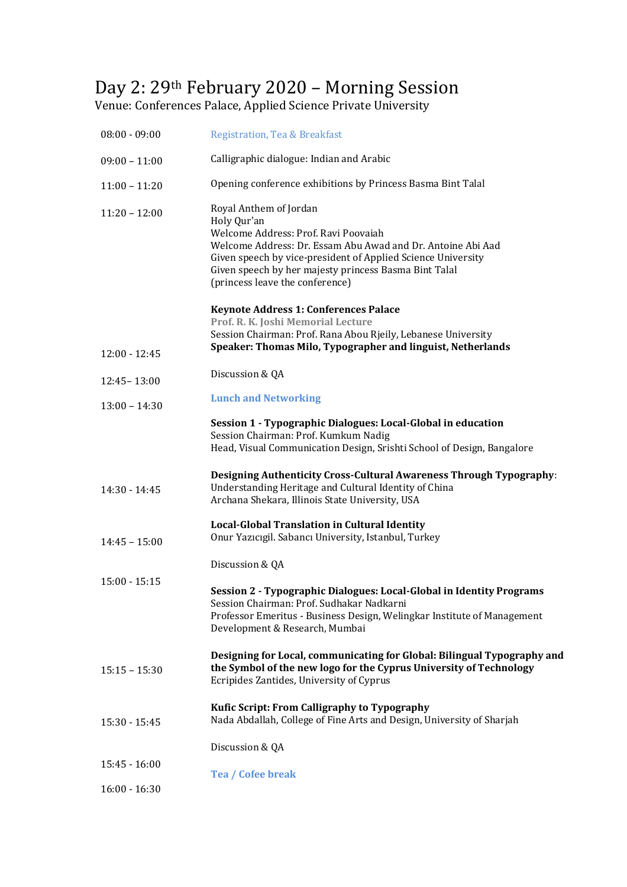# Day 2: 29th February 2020 – Morning Session

Venue: Conferences Palace, Applied Science Private University

| | |
|---|---|
| 08:00 - 09:00 | Registration, Tea & Breakfast |
| 09:00 – 11:00 | Calligraphic dialogue: Indian and Arabic |
| 11:00 – 11:20 | Opening conference exhibitions by Princess Basma Bint Talal |
| 11:20 – 12:00 | Royal Anthem of Jordan<br>Holy Qur'an<br>Welcome Address: Prof. Ravi Poovaiah<br>Welcome Address: Dr. Essam Abu Awad and Dr. Antoine Abi Aad<br>Given speech by vice-president of Applied Science University<br>Given speech by her majesty princess Basma Bint Talal<br>(princess leave the conference) |
| 12:00 - 12:45 | **Keynote Address 1: Conferences Palace**<br>**Prof. R. K. Joshi Memorial Lecture**<br>Session Chairman: Prof. Rana Abou Rjeily, Lebanese University<br>**Speaker: Thomas Milo, Typographer and linguist, Netherlands** |
| 12:45– 13:00 | Discussion & QA |
| 13:00 – 14:30 | **Lunch and Networking** |
| | **Session 1 - Typographic Dialogues: Local-Global in education**<br>Session Chairman: Prof. Kumkum Nadig<br>Head, Visual Communication Design, Srishti School of Design, Bangalore |
| 14:30 - 14:45 | **Designing Authenticity Cross-Cultural Awareness Through Typography**: Understanding Heritage and Cultural Identity of China<br>Archana Shekara, Illinois State University, USA |
| 14:45 – 15:00 | **Local-Global Translation in Cultural Identity**<br>Onur Yazıcıgil. Sabancı University, Istanbul, Turkey |
| 15:00 - 15:15 | Discussion & QA |
| | **Session 2 - Typographic Dialogues: Local-Global in Identity Programs**<br>Session Chairman: Prof. Sudhakar Nadkarni<br>Professor Emeritus - Business Design, Welingkar Institute of Management Development & Research, Mumbai |
| 15:15 – 15:30 | **Designing for Local, communicating for Global: Bilingual Typography and the Symbol of the new logo for the Cyprus University of Technology**<br>Ecripides Zantides, University of Cyprus |
| 15:30 - 15:45 | **Kufic Script: From Calligraphy to Typography**<br>Nada Abdallah, College of Fine Arts and Design, University of Sharjah |
| 15:45 - 16:00 | Discussion & QA |
| 16:00 - 16:30 | **Tea / Cofee break** |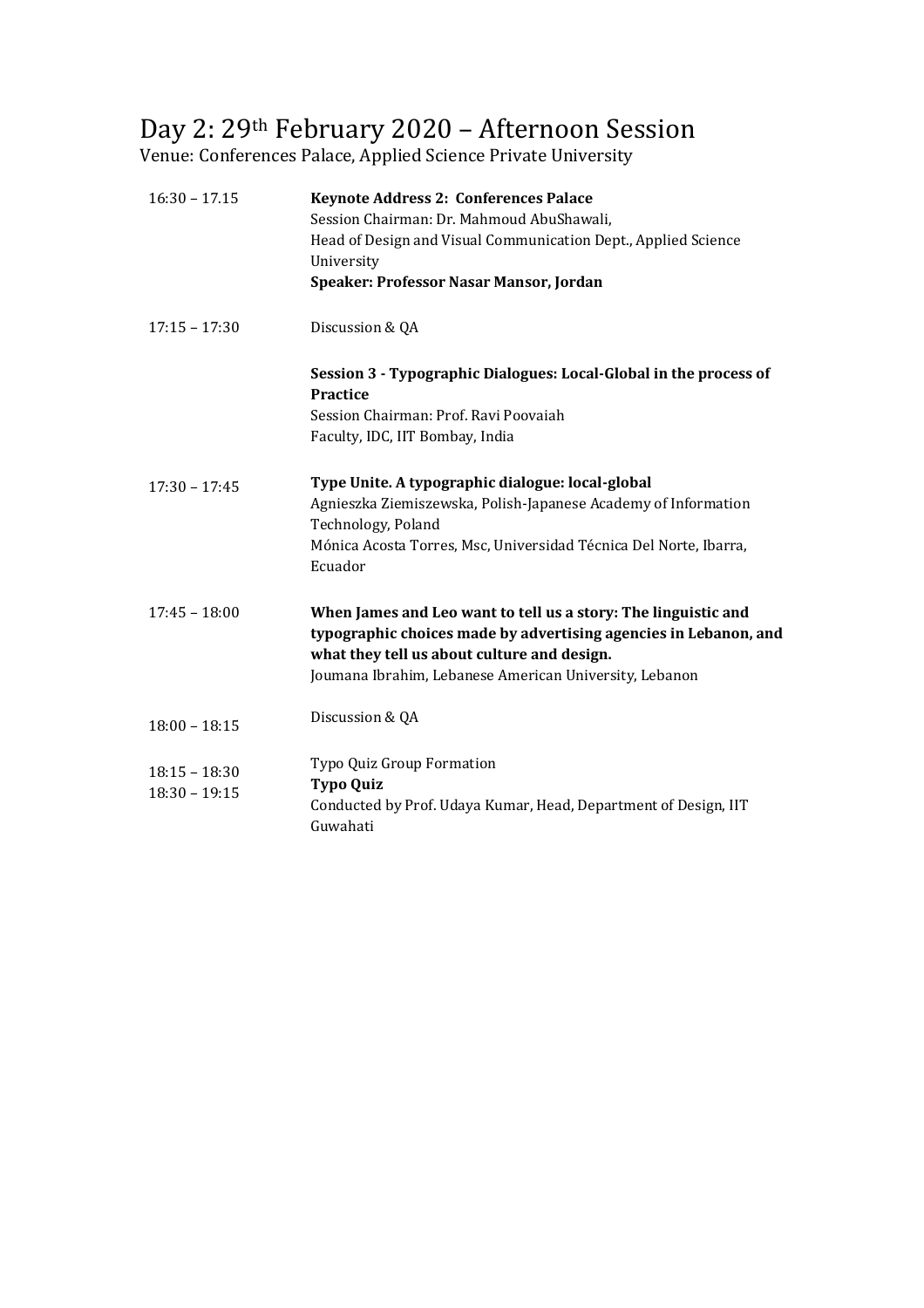# Day 2: 29th February 2020 – Afternoon Session

Venue: Conferences Palace, Applied Science Private University

| | |
|---|---|
| 16:30 – 17.15 | **Keynote Address 2: Conferences Palace**<br>Session Chairman: Dr. Mahmoud AbuShawali,<br>Head of Design and Visual Communication Dept., Applied Science University<br>**Speaker: Professor Nasar Mansor, Jordan** |
| 17:15 – 17:30 | Discussion & QA |
| | **Session 3 - Typographic Dialogues: Local-Global in the process of Practice**<br>Session Chairman: Prof. Ravi Poovaiah<br>Faculty, IDC, IIT Bombay, India |
| 17:30 – 17:45 | **Type Unite. A typographic dialogue: local-global**<br>Agnieszka Ziemiszewska, Polish-Japanese Academy of Information Technology, Poland<br>Mónica Acosta Torres, Msc, Universidad Técnica Del Norte, Ibarra, Ecuador |
| 17:45 – 18:00 | **When James and Leo want to tell us a story: The linguistic and typographic choices made by advertising agencies in Lebanon, and what they tell us about culture and design.**<br>Joumana Ibrahim, Lebanese American University, Lebanon |
| 18:00 – 18:15 | Discussion & QA |
| 18:15 – 18:30 | Typo Quiz Group Formation |
| 18:30 – 19:15 | **Typo Quiz**<br>Conducted by Prof. Udaya Kumar, Head, Department of Design, IIT Guwahati |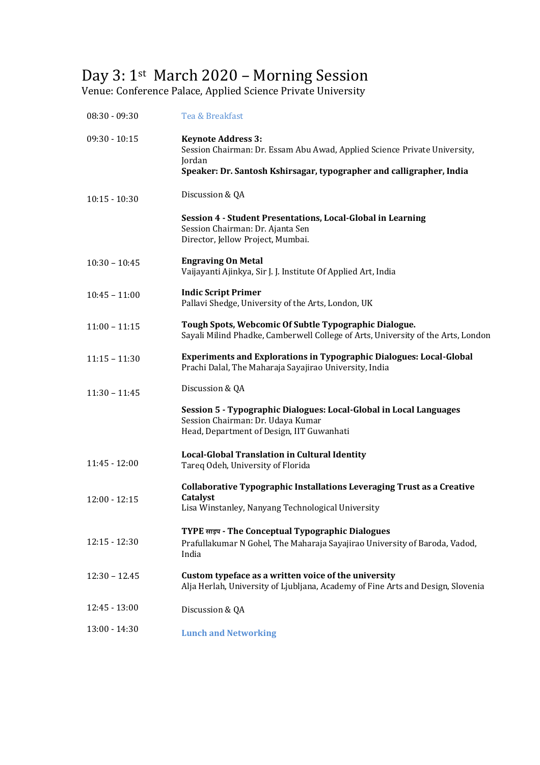# Day 3: 1st March 2020 – Morning Session

Venue: Conference Palace, Applied Science Private University

| | |
|---|---|
| 08:30 - 09:30 | Tea & Breakfast |
| 09:30 - 10:15 | **Keynote Address 3:**<br>Session Chairman: Dr. Essam Abu Awad, Applied Science Private University, Jordan<br>**Speaker: Dr. Santosh Kshirsagar, typographer and calligrapher, India** |
| 10:15 - 10:30 | Discussion & QA |
| | **Session 4 - Student Presentations, Local-Global in Learning**<br>Session Chairman: Dr. Ajanta Sen<br>Director, Jellow Project, Mumbai. |
| 10:30 – 10:45 | **Engraving On Metal**<br>Vaijayanti Ajinkya, Sir J. J. Institute Of Applied Art, India |
| 10:45 – 11:00 | **Indic Script Primer**<br>Pallavi Shedge, University of the Arts, London, UK |
| 11:00 – 11:15 | **Tough Spots, Webcomic Of Subtle Typographic Dialogue.**<br>Sayali Milind Phadke, Camberwell College of Arts, University of the Arts, London |
| 11:15 – 11:30 | **Experiments and Explorations in Typographic Dialogues: Local-Global**<br>Prachi Dalal, The Maharaja Sayajirao University, India |
| 11:30 – 11:45 | Discussion & QA |
| | **Session 5 - Typographic Dialogues: Local-Global in Local Languages**<br>Session Chairman: Dr. Udaya Kumar<br>Head, Department of Design, IIT Guwanhati |
| 11:45 - 12:00 | **Local-Global Translation in Cultural Identity**<br>Tareq Odeh, University of Florida |
| 12:00 - 12:15 | **Collaborative Typographic Installations Leveraging Trust as a Creative Catalyst**<br>Lisa Winstanley, Nanyang Technological University |
| 12:15 - 12:30 | **TYPE टाइप - The Conceptual Typographic Dialogues**<br>Prafullakumar N Gohel, The Maharaja Sayajirao University of Baroda, Vadod, India |
| 12:30 – 12.45 | **Custom typeface as a written voice of the university**<br>Alja Herlah, University of Ljubljana, Academy of Fine Arts and Design, Slovenia |
| 12:45 - 13:00 | Discussion & QA |
| 13:00 - 14:30 | **Lunch and Networking** |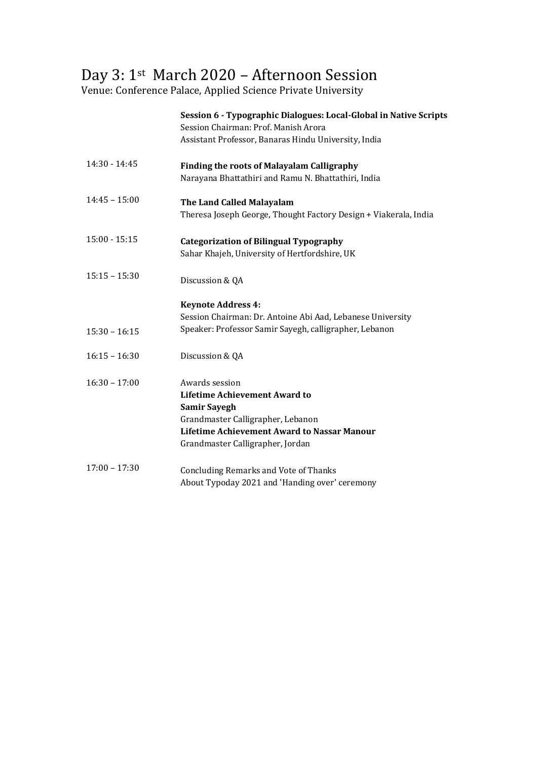# Day 3: 1st March 2020 – Afternoon Session

Venue: Conference Palace, Applied Science Private University

| | |
|---|---|
| | **Session 6 - Typographic Dialogues: Local-Global in Native Scripts**<br>Session Chairman: Prof. Manish Arora<br>Assistant Professor, Banaras Hindu University, India |
| 14:30 - 14:45 | **Finding the roots of Malayalam Calligraphy**<br>Narayana Bhattathiri and Ramu N. Bhattathiri, India |
| 14:45 – 15:00 | **The Land Called Malayalam**<br>Theresa Joseph George, Thought Factory Design + Viakerala, India |
| 15:00 - 15:15 | **Categorization of Bilingual Typography**<br>Sahar Khajeh, University of Hertfordshire, UK |
| 15:15 – 15:30 | Discussion & QA |
| 15:30 – 16:15 | **Keynote Address 4:**<br>Session Chairman: Dr. Antoine Abi Aad, Lebanese University<br>Speaker: Professor Samir Sayegh, calligrapher, Lebanon |
| 16:15 – 16:30 | Discussion & QA |
| 16:30 – 17:00 | Awards session<br>**Lifetime Achievement Award to Samir Sayegh**<br>Grandmaster Calligrapher, Lebanon<br>**Lifetime Achievement Award to Nassar Manour**<br>Grandmaster Calligrapher, Jordan |
| 17:00 – 17:30 | Concluding Remarks and Vote of Thanks<br>About Typoday 2021 and 'Handing over' ceremony |